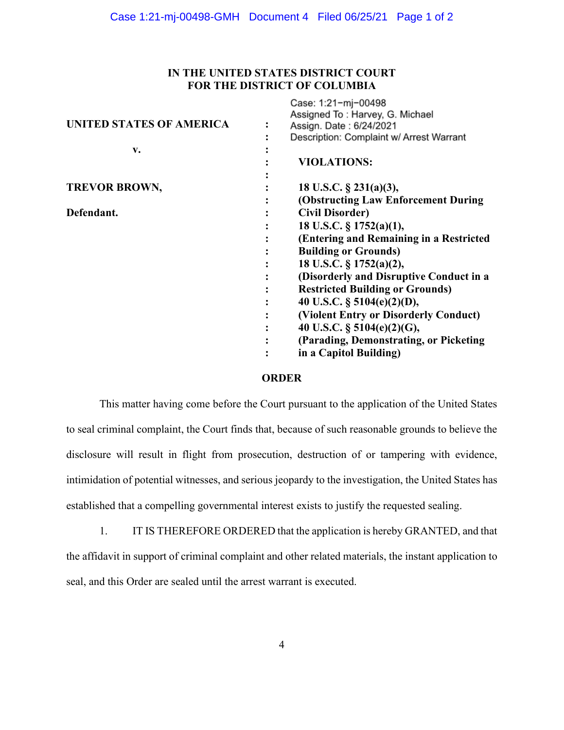**IN THE UNITED STATES DISTRICT COURT**
**FOR THE DISTRICT OF COLUMBIA**

Case: 1:21-mj-00498
Assigned To : Harvey, G. Michael
Assign. Date : 6/24/2021
Description: Complaint w/ Arrest Warrant

**UNITED STATES OF AMERICA**

**v.**

**TREVOR BROWN,**

**Defendant.**

**VIOLATIONS:**

**18 U.S.C. § 231(a)(3),**
**(Obstructing Law Enforcement During Civil Disorder)**
**18 U.S.C. § 1752(a)(1),**
**(Entering and Remaining in a Restricted Building or Grounds)**
**18 U.S.C. § 1752(a)(2),**
**(Disorderly and Disruptive Conduct in a Restricted Building or Grounds)**
**40 U.S.C. § 5104(e)(2)(D),**
**(Violent Entry or Disorderly Conduct)**
**40 U.S.C. § 5104(e)(2)(G),**
**(Parading, Demonstrating, or Picketing in a Capitol Building)**

**ORDER**

This matter having come before the Court pursuant to the application of the United States to seal criminal complaint, the Court finds that, because of such reasonable grounds to believe the disclosure will result in flight from prosecution, destruction of or tampering with evidence, intimidation of potential witnesses, and serious jeopardy to the investigation, the United States has established that a compelling governmental interest exists to justify the requested sealing.

1. IT IS THEREFORE ORDERED that the application is hereby GRANTED, and that the affidavit in support of criminal complaint and other related materials, the instant application to seal, and this Order are sealed until the arrest warrant is executed.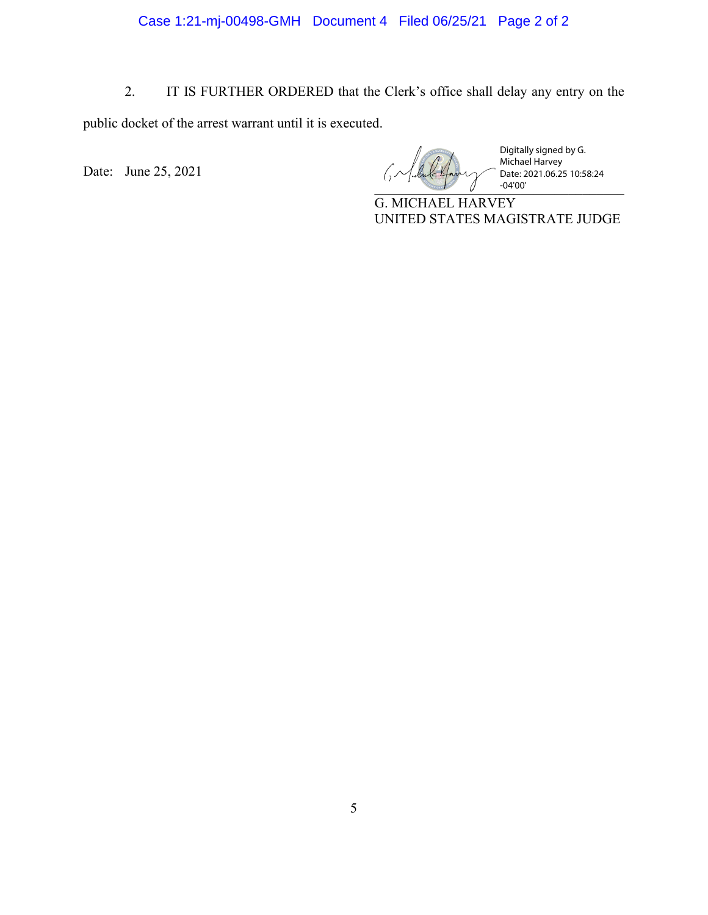2. IT IS FURTHER ORDERED that the Clerk's office shall delay any entry on the public docket of the arrest warrant until it is executed.

Date: June 25, 2021

Digitally signed by G. Michael Harvey
Date: 2021.06.25 10:58:24 -04'00'

G. MICHAEL HARVEY
UNITED STATES MAGISTRATE JUDGE